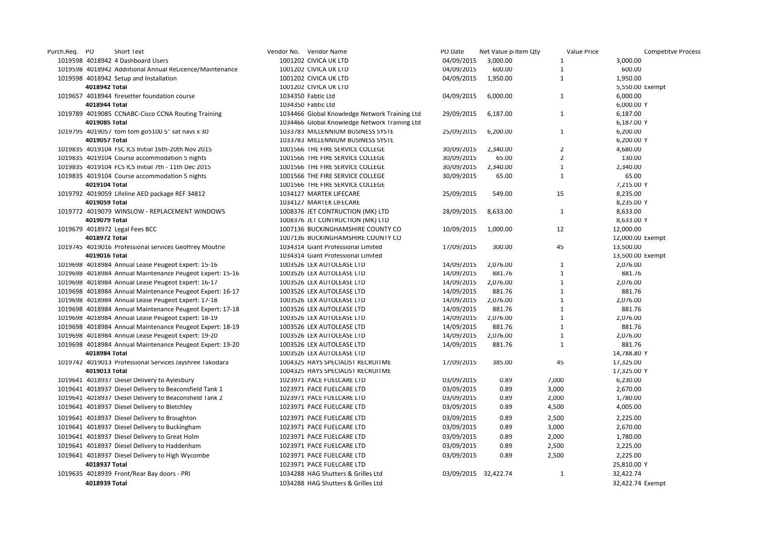| Purch.Req. | PO | Short Text | Vendor No. | Vendor Name | PO Date | Net Value pi | Item Qty | Value Price | Competitve Process |
|---|---|---|---|---|---|---|---|---|---|
| 1019598 | 4018942 | 4 Dashboard Users | 1001202 | CIVICA UK LTD | 04/09/2015 | 3,000.00 | 1 | 3,000.00 | |
| 1019598 | 4018942 | Additional Annual ReLicence/Maintenance | 1001202 | CIVICA UK LTD | 04/09/2015 | 600.00 | 1 | 600.00 | |
| 1019598 | 4018942 | Setup and Installation | 1001202 | CIVICA UK LTD | 04/09/2015 | 1,950.00 | 1 | 1,950.00 | |
| | 4018942 Total | | 1001202 | CIVICA UK LTD | | | | 5,550.00 | Exempt |
| 1019657 | 4018944 | firesetter foundation course | 1034350 | Fabtic Ltd | 04/09/2015 | 6,000.00 | 1 | 6,000.00 | |
| | 4018944 Total | | 1034350 | Fabtic Ltd | | | | 6,000.00 | Y |
| 1019789 | 4019085 | CCNABC-Cisco CCNA Routing Training | 1034466 | Global Knowledge Network Training Ltd | 29/09/2015 | 6,187.00 | 1 | 6,187.00 | |
| | 4019085 Total | | 1034466 | Global Knowledge Network Training Ltd | | | | 6,187.00 | Y |
| 1019795 | 4019057 | tom tom go5100 5" sat navs x 30 | 1033783 | MILLENNIUM BUSINESS SYSTE | 25/09/2015 | 6,200.00 | 1 | 6,200.00 | |
| | 4019057 Total | | 1033783 | MILLENNIUM BUSINESS SYSTE | | | | 6,200.00 | Y |
| 1019835 | 4019104 | FSC ICS Initial 16th-20th Nov 2015 | 1001566 | THE FIRE SERVICE COLLEGE | 30/09/2015 | 2,340.00 | 2 | 4,680.00 | |
| 1019835 | 4019104 | Course accommodation 5 nights | 1001566 | THE FIRE SERVICE COLLEGE | 30/09/2015 | 65.00 | 2 | 130.00 | |
| 1019835 | 4019104 | FCS ICS Initial 7th - 11th Dec 2015 | 1001566 | THE FIRE SERVICE COLLEGE | 30/09/2015 | 2,340.00 | 1 | 2,340.00 | |
| 1019835 | 4019104 | Course accommodation 5 nights | 1001566 | THE FIRE SERVICE COLLEGE | 30/09/2015 | 65.00 | 1 | 65.00 | |
| | 4019104 Total | | 1001566 | THE FIRE SERVICE COLLEGE | | | | 7,215.00 | Y |
| 1019792 | 4019059 | Lifeline AED package REF 34812 | 1034127 | MARTEK LIFECARE | 25/09/2015 | 549.00 | 15 | 8,235.00 | |
| | 4019059 Total | | 1034127 | MARTEK LIFECARE | | | | 8,235.00 | Y |
| 1019772 | 4019079 | WINSLOW - REPLACEMENT WINDOWS | 1008376 | JET CONTRUCTION (MK) LTD | 28/09/2015 | 8,633.00 | 1 | 8,633.00 | |
| | 4019079 Total | | 1008376 | JET CONTRUCTION (MK) LTD | | | | 8,633.00 | Y |
| 1019679 | 4018972 | Legal Fees BCC | 1007136 | BUCKINGHAMSHIRE COUNTY CO | 10/09/2015 | 1,000.00 | 12 | 12,000.00 | |
| | 4018972 Total | | 1007136 | BUCKINGHAMSHIRE COUNTY CO | | | | 12,000.00 | Exempt |
| 1019745 | 4019016 | Professional services Geoffrey Moutrie | 1034314 | Giant Professional Limited | 17/09/2015 | 300.00 | 45 | 13,500.00 | |
| | 4019016 Total | | 1034314 | Giant Professional Limited | | | | 13,500.00 | Exempt |
| 1019698 | 4018984 | Annual Lease Peugeot Expert: 15-16 | 1003526 | LEX AUTOLEASE LTD | 14/09/2015 | 2,076.00 | 1 | 2,076.00 | |
| 1019698 | 4018984 | Annual Maintenance Peugeot Expert: 15-16 | 1003526 | LEX AUTOLEASE LTD | 14/09/2015 | 881.76 | 1 | 881.76 | |
| 1019698 | 4018984 | Annual Lease Peugeot Expert: 16-17 | 1003526 | LEX AUTOLEASE LTD | 14/09/2015 | 2,076.00 | 1 | 2,076.00 | |
| 1019698 | 4018984 | Annual Maintenance Peugeot Expert: 16-17 | 1003526 | LEX AUTOLEASE LTD | 14/09/2015 | 881.76 | 1 | 881.76 | |
| 1019698 | 4018984 | Annual Lease Peugeot Expert: 17-18 | 1003526 | LEX AUTOLEASE LTD | 14/09/2015 | 2,076.00 | 1 | 2,076.00 | |
| 1019698 | 4018984 | Annual Maintenance Peugeot Expert: 17-18 | 1003526 | LEX AUTOLEASE LTD | 14/09/2015 | 881.76 | 1 | 881.76 | |
| 1019698 | 4018984 | Annual Lease Peugeot Expert: 18-19 | 1003526 | LEX AUTOLEASE LTD | 14/09/2015 | 2,076.00 | 1 | 2,076.00 | |
| 1019698 | 4018984 | Annual Maintenance Peugeot Expert: 18-19 | 1003526 | LEX AUTOLEASE LTD | 14/09/2015 | 881.76 | 1 | 881.76 | |
| 1019698 | 4018984 | Annual Lease Peugeot Expert: 19-20 | 1003526 | LEX AUTOLEASE LTD | 14/09/2015 | 2,076.00 | 1 | 2,076.00 | |
| 1019698 | 4018984 | Annual Maintenance Peugeot Expert: 19-20 | 1003526 | LEX AUTOLEASE LTD | 14/09/2015 | 881.76 | 1 | 881.76 | |
| | 4018984 Total | | 1003526 | LEX AUTOLEASE LTD | | | | 14,788.80 | Y |
| 1019742 | 4019013 | Professional Services Jayshree Takodara | 1004325 | HAYS SPECIALIST RECRUITME | 17/09/2015 | 385.00 | 45 | 17,325.00 | |
| | 4019013 Total | | 1004325 | HAYS SPECIALIST RECRUITME | | | | 17,325.00 | Y |
| 1019641 | 4018937 | Diesel Delivery to Aylesbury | 1023971 | PACE FUELCARE LTD | 03/09/2015 | 0.89 | 7,000 | 6,230.00 | |
| 1019641 | 4018937 | Diesel Delivery to Beaconsfield Tank 1 | 1023971 | PACE FUELCARE LTD | 03/09/2015 | 0.89 | 3,000 | 2,670.00 | |
| 1019641 | 4018937 | Diesel Delivery to Beaconsfield Tank 2 | 1023971 | PACE FUELCARE LTD | 03/09/2015 | 0.89 | 2,000 | 1,780.00 | |
| 1019641 | 4018937 | Diesel Delivery to Bletchley | 1023971 | PACE FUELCARE LTD | 03/09/2015 | 0.89 | 4,500 | 4,005.00 | |
| 1019641 | 4018937 | Diesel Delivery to Broughton | 1023971 | PACE FUELCARE LTD | 03/09/2015 | 0.89 | 2,500 | 2,225.00 | |
| 1019641 | 4018937 | Diesel Delivery to Buckingham | 1023971 | PACE FUELCARE LTD | 03/09/2015 | 0.89 | 3,000 | 2,670.00 | |
| 1019641 | 4018937 | Diesel Delivery to Great Holm | 1023971 | PACE FUELCARE LTD | 03/09/2015 | 0.89 | 2,000 | 1,780.00 | |
| 1019641 | 4018937 | Diesel Delivery to Haddenham | 1023971 | PACE FUELCARE LTD | 03/09/2015 | 0.89 | 2,500 | 2,225.00 | |
| 1019641 | 4018937 | Diesel Delivery to High Wycombe | 1023971 | PACE FUELCARE LTD | 03/09/2015 | 0.89 | 2,500 | 2,225.00 | |
| | 4018937 Total | | 1023971 | PACE FUELCARE LTD | | | | 25,810.00 | Y |
| 1019635 | 4018939 | Front/Rear Bay doors - PRI | 1034288 | HAG Shutters & Grilles Ltd | 03/09/2015 | 32,422.74 | 1 | 32,422.74 | |
| | 4018939 Total | | 1034288 | HAG Shutters & Grilles Ltd | | | | 32,422.74 | Exempt |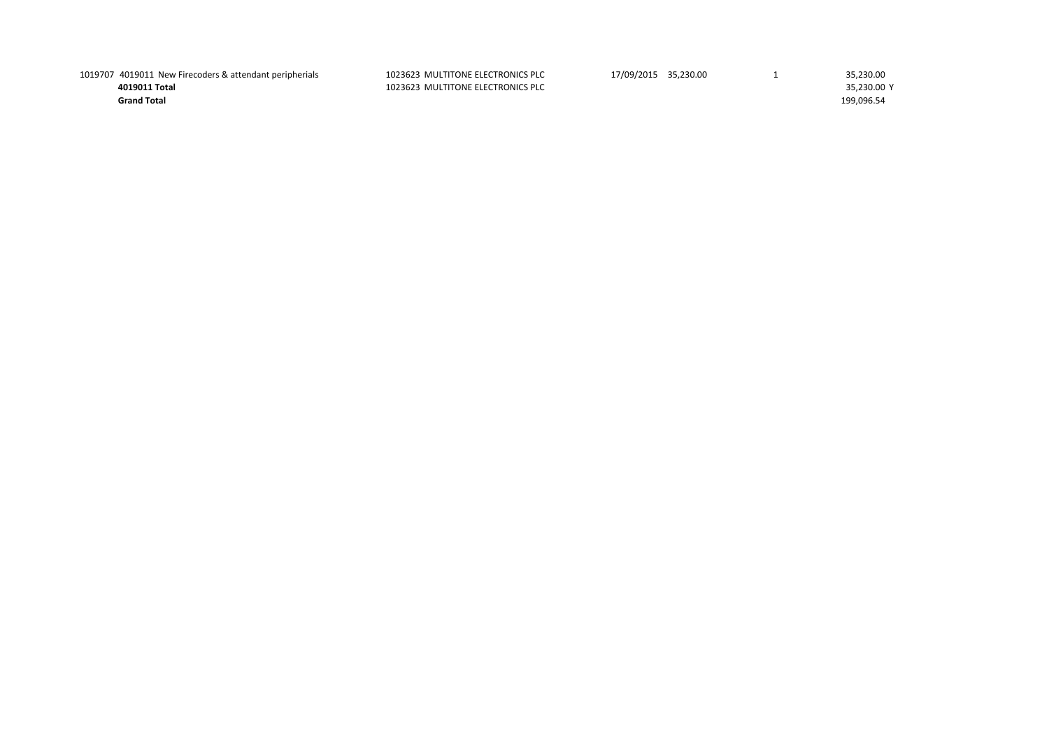| | | | | | | | |
|---|---|---|---|---|---|---|---|
| 1019707 | 4019011 New Firecoders & attendant peripherials | 1023623 MULTITONE ELECTRONICS PLC | 17/09/2015 | 35,230.00 | 1 | 35,230.00 | |
| | **4019011 Total** | 1023623 MULTITONE ELECTRONICS PLC | | | | 35,230.00 | Y |
| | **Grand Total** | | | | | 199,096.54 | |